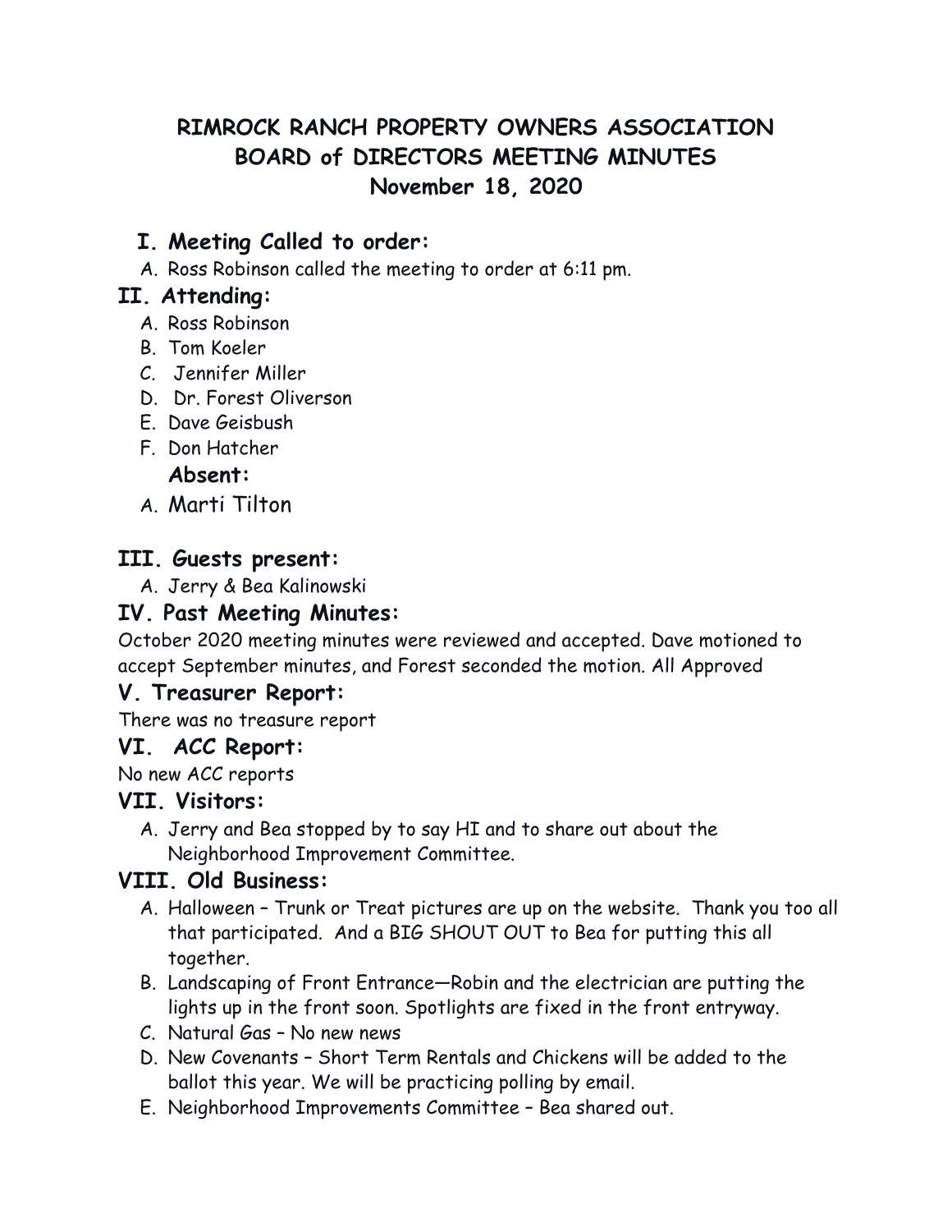# RIMROCK RANCH PROPERTY OWNERS ASSOCIATION
# BOARD of DIRECTORS MEETING MINUTES
# November 18, 2020

## I. Meeting Called to order:

A. Ross Robinson called the meeting to order at 6:11 pm.

## II. Attending:

A. Ross Robinson
B. Tom Koeler
C. Jennifer Miller
D. Dr. Forest Oliverson
E. Dave Geisbush
F. Don Hatcher

**Absent:**

A. Marti Tilton

## III. Guests present:

A. Jerry & Bea Kalinowski

## IV. Past Meeting Minutes:

October 2020 meeting minutes were reviewed and accepted. Dave motioned to accept September minutes, and Forest seconded the motion. All Approved

## V. Treasurer Report:

There was no treasure report

## VI. ACC Report:

No new ACC reports

## VII. Visitors:

A. Jerry and Bea stopped by to say HI and to share out about the Neighborhood Improvement Committee.

## VIII. Old Business:

A. Halloween – Trunk or Treat pictures are up on the website. Thank you too all that participated. And a BIG SHOUT OUT to Bea for putting this all together.
B. Landscaping of Front Entrance—Robin and the electrician are putting the lights up in the front soon. Spotlights are fixed in the front entryway.
C. Natural Gas – No new news
D. New Covenants – Short Term Rentals and Chickens will be added to the ballot this year. We will be practicing polling by email.
E. Neighborhood Improvements Committee – Bea shared out.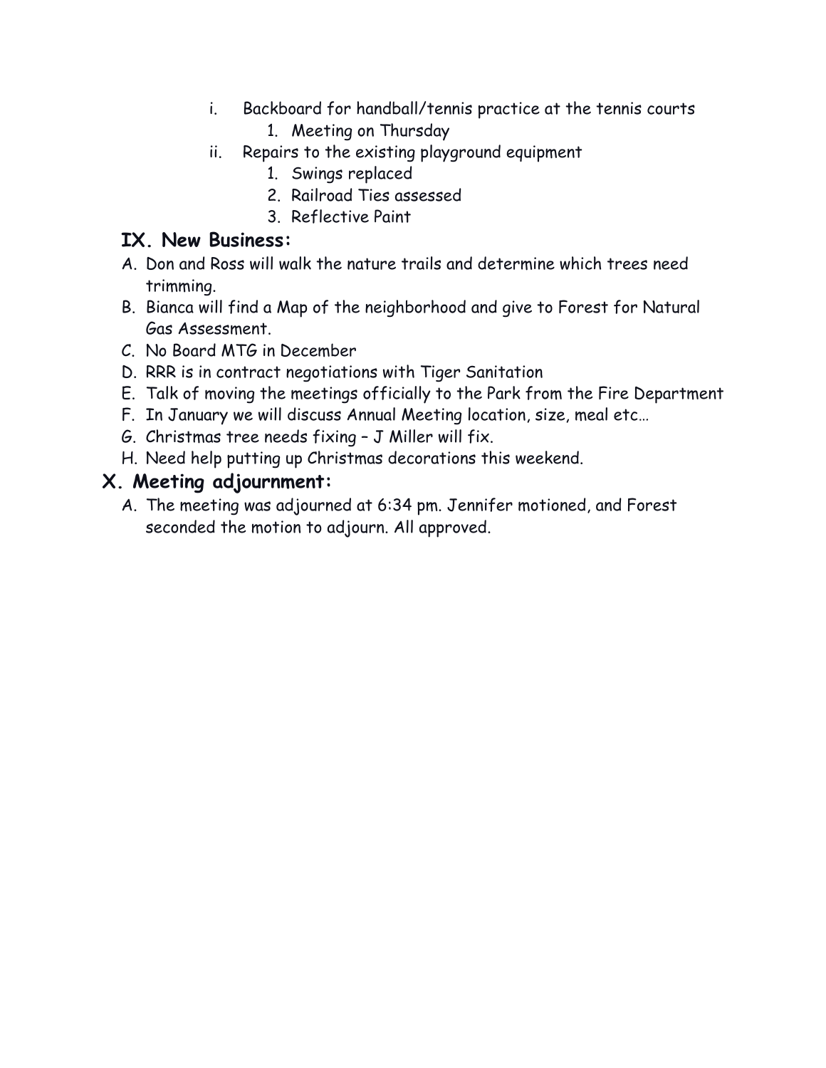i. Backboard for handball/tennis practice at the tennis courts
    1. Meeting on Thursday
ii. Repairs to the existing playground equipment
    1. Swings replaced
    2. Railroad Ties assessed
    3. Reflective Paint

## IX. New Business:

A. Don and Ross will walk the nature trails and determine which trees need trimming.
B. Bianca will find a Map of the neighborhood and give to Forest for Natural Gas Assessment.
C. No Board MTG in December
D. RRR is in contract negotiations with Tiger Sanitation
E. Talk of moving the meetings officially to the Park from the Fire Department
F. In January we will discuss Annual Meeting location, size, meal etc…
G. Christmas tree needs fixing – J Miller will fix.
H. Need help putting up Christmas decorations this weekend.

## X. Meeting adjournment:

A. The meeting was adjourned at 6:34 pm. Jennifer motioned, and Forest seconded the motion to adjourn. All approved.